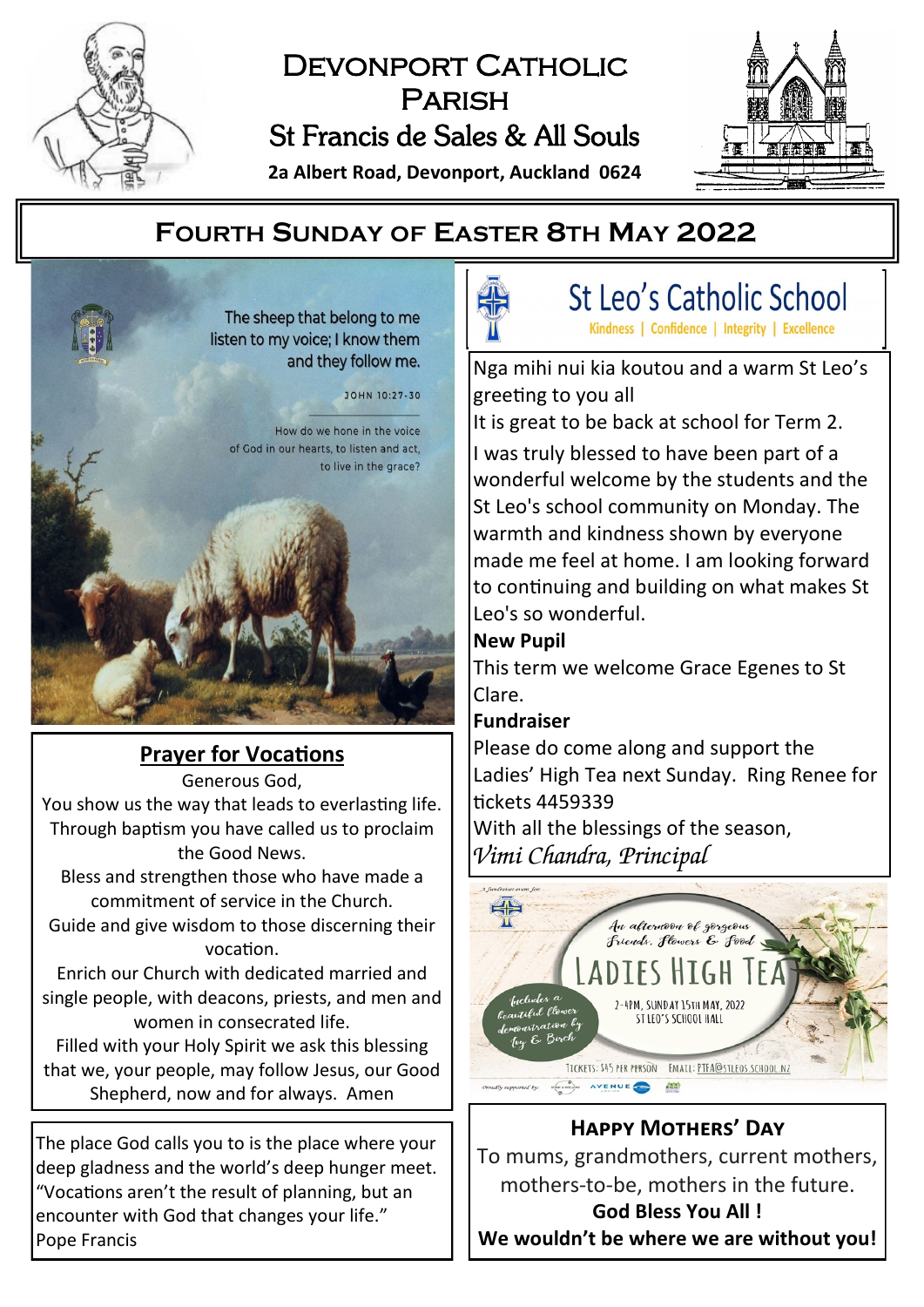# Devonport Catholic Parish

## St Francis de Sales & All Souls

**2a Albert Road, Devonport, Auckland 0624**

## Fourth Sunday of Easter 8th May 2022

The sheep that belong to me listen to my voice; I know them and they follow me.

JOHN 10:27-30

How do we hone in the voice of God in our hearts, to listen and act, to live in the grace?

### Prayer for Vocations

Generous God,
You show us the way that leads to everlasting life.
Through baptism you have called us to proclaim the Good News.
Bless and strengthen those who have made a commitment of service in the Church.
Guide and give wisdom to those discerning their vocation.
Enrich our Church with dedicated married and single people, with deacons, priests, and men and women in consecrated life.
Filled with your Holy Spirit we ask this blessing that we, your people, may follow Jesus, our Good Shepherd, now and for always. Amen

The place God calls you to is the place where your deep gladness and the world's deep hunger meet. "Vocations aren't the result of planning, but an encounter with God that changes your life."
Pope Francis

## St Leo's Catholic School

Kindness | Confidence | Integrity | Excellence

Nga mihi nui kia koutou and a warm St Leo's greeting to you all

It is great to be back at school for Term 2.

I was truly blessed to have been part of a wonderful welcome by the students and the St Leo's school community on Monday. The warmth and kindness shown by everyone made me feel at home. I am looking forward to continuing and building on what makes St Leo's so wonderful.

**New Pupil**

This term we welcome Grace Egenes to St Clare.

**Fundraiser**

Please do come along and support the Ladies' High Tea next Sunday. Ring Renee for tickets 4459339

With all the blessings of the season,

*Vimi Chandra, Principal*

A fundraiser event for:

*An afternoon of gorgeous Friends, Flowers & Food*

**LADIES HIGH TEA**

2-4PM, SUNDAY 15TH MAY, 2022
ST LEO'S SCHOOL HALL

*Includes a beautiful flower demonstration by Ivy & Birch*

TICKETS: $45 PER PERSON EMAIL: PTFA@STLEOS.SCHOOL.NZ

Proudly supported by: AVENUE

### Happy Mothers' Day

To mums, grandmothers, current mothers, mothers-to-be, mothers in the future.

**God Bless You All !**

**We wouldn't be where we are without you!**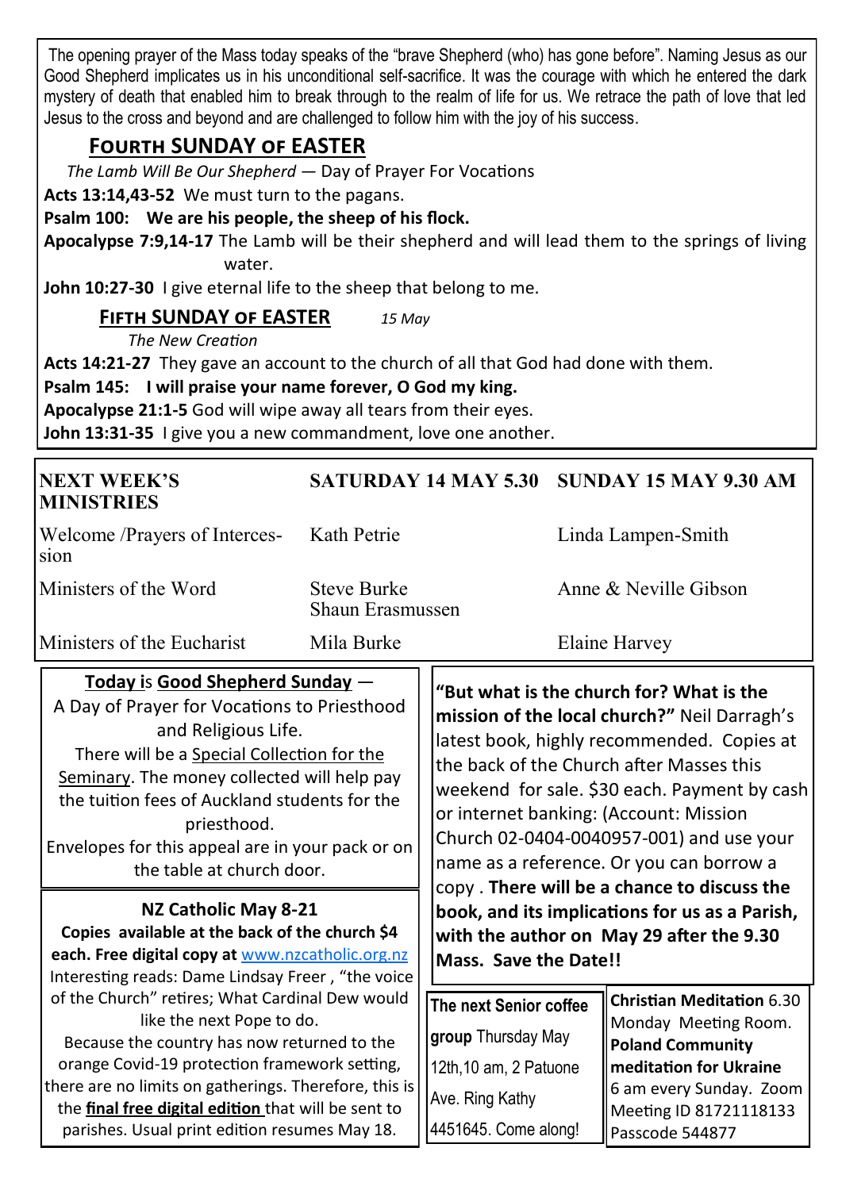The opening prayer of the Mass today speaks of the "brave Shepherd (who) has gone before". Naming Jesus as our Good Shepherd implicates us in his unconditional self-sacrifice. It was the courage with which he entered the dark mystery of death that enabled him to break through to the realm of life for us. We retrace the path of love that led Jesus to the cross and beyond and are challenged to follow him with the joy of his success.

## FOURTH SUNDAY OF EASTER

*The Lamb Will Be Our Shepherd* — Day of Prayer For Vocations

**Acts 13:14,43-52** We must turn to the pagans.

**Psalm 100: We are his people, the sheep of his flock.**

**Apocalypse 7:9,14-17** The Lamb will be their shepherd and will lead them to the springs of living water.

**John 10:27-30** I give eternal life to the sheep that belong to me.

## FIFTH SUNDAY OF EASTER *15 May*

*The New Creation*

**Acts 14:21-27** They gave an account to the church of all that God had done with them.

**Psalm 145: I will praise your name forever, O God my king.**

**Apocalypse 21:1-5** God will wipe away all tears from their eyes.

**John 13:31-35** I give you a new commandment, love one another.

| NEXT WEEK'S MINISTRIES | SATURDAY 14 MAY 5.30 | SUNDAY 15 MAY 9.30 AM |
|---|---|---|
| Welcome /Prayers of Intercession | Kath Petrie | Linda Lampen-Smith |
| Ministers of the Word | Steve Burke<br>Shaun Erasmussen | Anne & Neville Gibson |
| Ministers of the Eucharist | Mila Burke | Elaine Harvey |

**Today is Good Shepherd Sunday** —
A Day of Prayer for Vocations to Priesthood and Religious Life.
There will be a Special Collection for the Seminary. The money collected will help pay the tuition fees of Auckland students for the priesthood.
Envelopes for this appeal are in your pack or on the table at church door.

**NZ Catholic May 8-21**
**Copies available at the back of the church $4 each. Free digital copy at** www.nzcatholic.org.nz
Interesting reads: Dame Lindsay Freer , "the voice of the Church" retires; What Cardinal Dew would like the next Pope to do.
Because the country has now returned to the orange Covid-19 protection framework setting, there are no limits on gatherings. Therefore, this is the **final free digital edition** that will be sent to parishes. Usual print edition resumes May 18.

**"But what is the church for? What is the mission of the local church?"** Neil Darragh's latest book, highly recommended. Copies at the back of the Church after Masses this weekend for sale. $30 each. Payment by cash or internet banking: (Account: Mission Church 02-0404-0040957-001) and use your name as a reference. Or you can borrow a copy . **There will be a chance to discuss the book, and its implications for us as a Parish, with the author on May 29 after the 9.30 Mass. Save the Date!!**

**The next Senior coffee group** Thursday May 12th,10 am, 2 Patuone Ave. Ring Kathy 4451645. Come along!

**Christian Meditation** 6.30 Monday Meeting Room.
**Poland Community meditation for Ukraine** 6 am every Sunday. Zoom Meeting ID 81721118133 Passcode 544877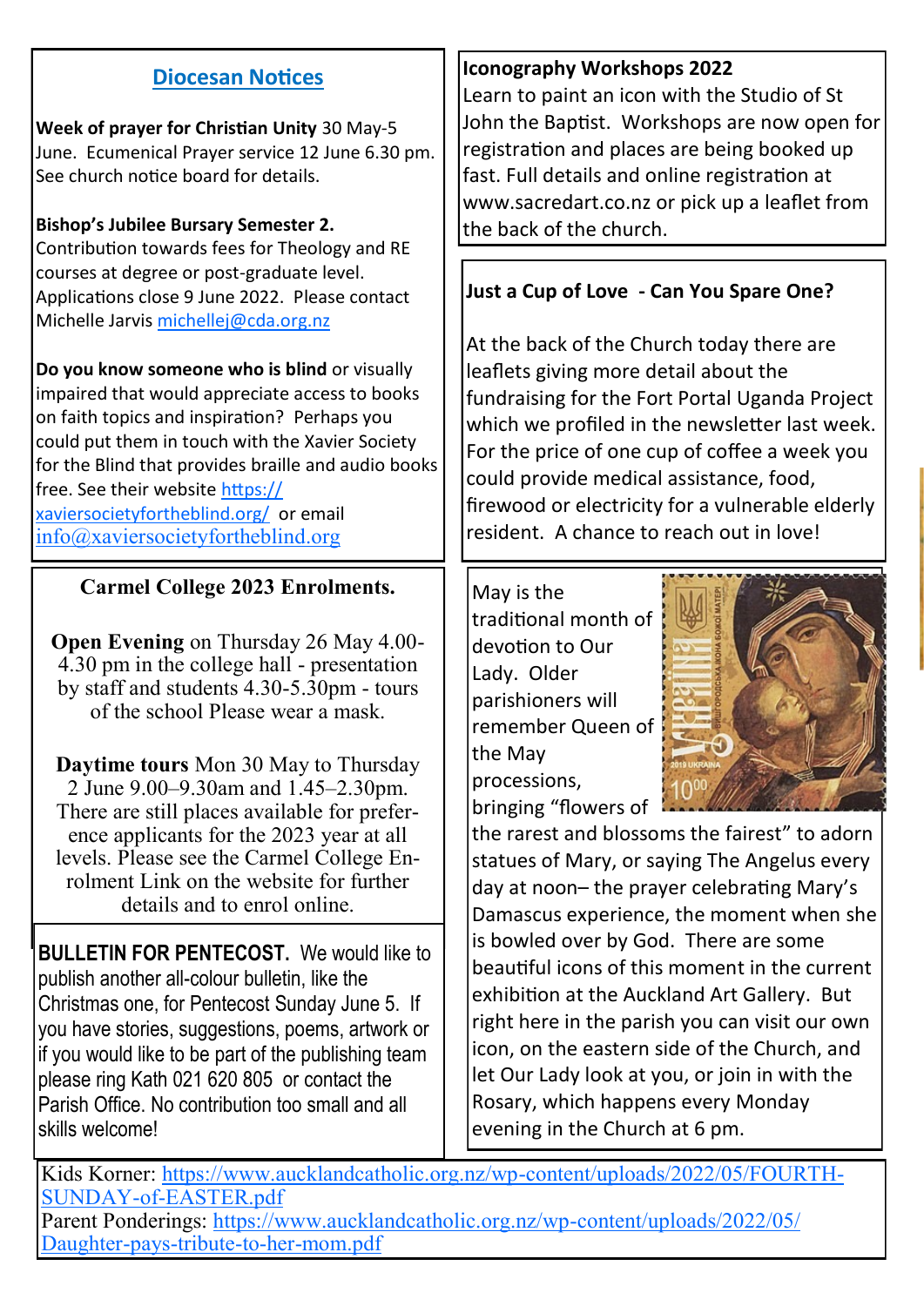## Diocesan Notices

**Week of prayer for Christian Unity** 30 May-5 June. Ecumenical Prayer service 12 June 6.30 pm. See church notice board for details.

**Bishop's Jubilee Bursary Semester 2.** Contribution towards fees for Theology and RE courses at degree or post-graduate level. Applications close 9 June 2022. Please contact Michelle Jarvis michellej@cda.org.nz

**Do you know someone who is blind** or visually impaired that would appreciate access to books on faith topics and inspiration? Perhaps you could put them in touch with the Xavier Society for the Blind that provides braille and audio books free. See their website https://xaviersocietyfortheblind.org/ or email info@xaviersocietyfortheblind.org

**Carmel College 2023 Enrolments.**

**Open Evening** on Thursday 26 May 4.00-4.30 pm in the college hall - presentation by staff and students 4.30-5.30pm - tours of the school Please wear a mask.

**Daytime tours** Mon 30 May to Thursday 2 June 9.00–9.30am and 1.45–2.30pm. There are still places available for preference applicants for the 2023 year at all levels. Please see the Carmel College Enrolment Link on the website for further details and to enrol online.

**BULLETIN FOR PENTECOST.** We would like to publish another all-colour bulletin, like the Christmas one, for Pentecost Sunday June 5. If you have stories, suggestions, poems, artwork or if you would like to be part of the publishing team please ring Kath 021 620 805 or contact the Parish Office. No contribution too small and all skills welcome!

**Iconography Workshops 2022**

Learn to paint an icon with the Studio of St John the Baptist. Workshops are now open for registration and places are being booked up fast. Full details and online registration at www.sacredart.co.nz or pick up a leaflet from the back of the church.

**Just a Cup of Love - Can You Spare One?**

At the back of the Church today there are leaflets giving more detail about the fundraising for the Fort Portal Uganda Project which we profiled in the newsletter last week. For the price of one cup of coffee a week you could provide medical assistance, food, firewood or electricity for a vulnerable elderly resident. A chance to reach out in love!

May is the traditional month of devotion to Our Lady. Older parishioners will remember Queen of the May processions, bringing "flowers of the rarest and blossoms the fairest" to adorn statues of Mary, or saying The Angelus every day at noon– the prayer celebrating Mary's Damascus experience, the moment when she is bowled over by God. There are some beautiful icons of this moment in the current exhibition at the Auckland Art Gallery. But right here in the parish you can visit our own icon, on the eastern side of the Church, and let Our Lady look at you, or join in with the Rosary, which happens every Monday evening in the Church at 6 pm.

Kids Korner: https://www.aucklandcatholic.org.nz/wp-content/uploads/2022/05/FOURTH-SUNDAY-of-EASTER.pdf

Parent Ponderings: https://www.aucklandcatholic.org.nz/wp-content/uploads/2022/05/Daughter-pays-tribute-to-her-mom.pdf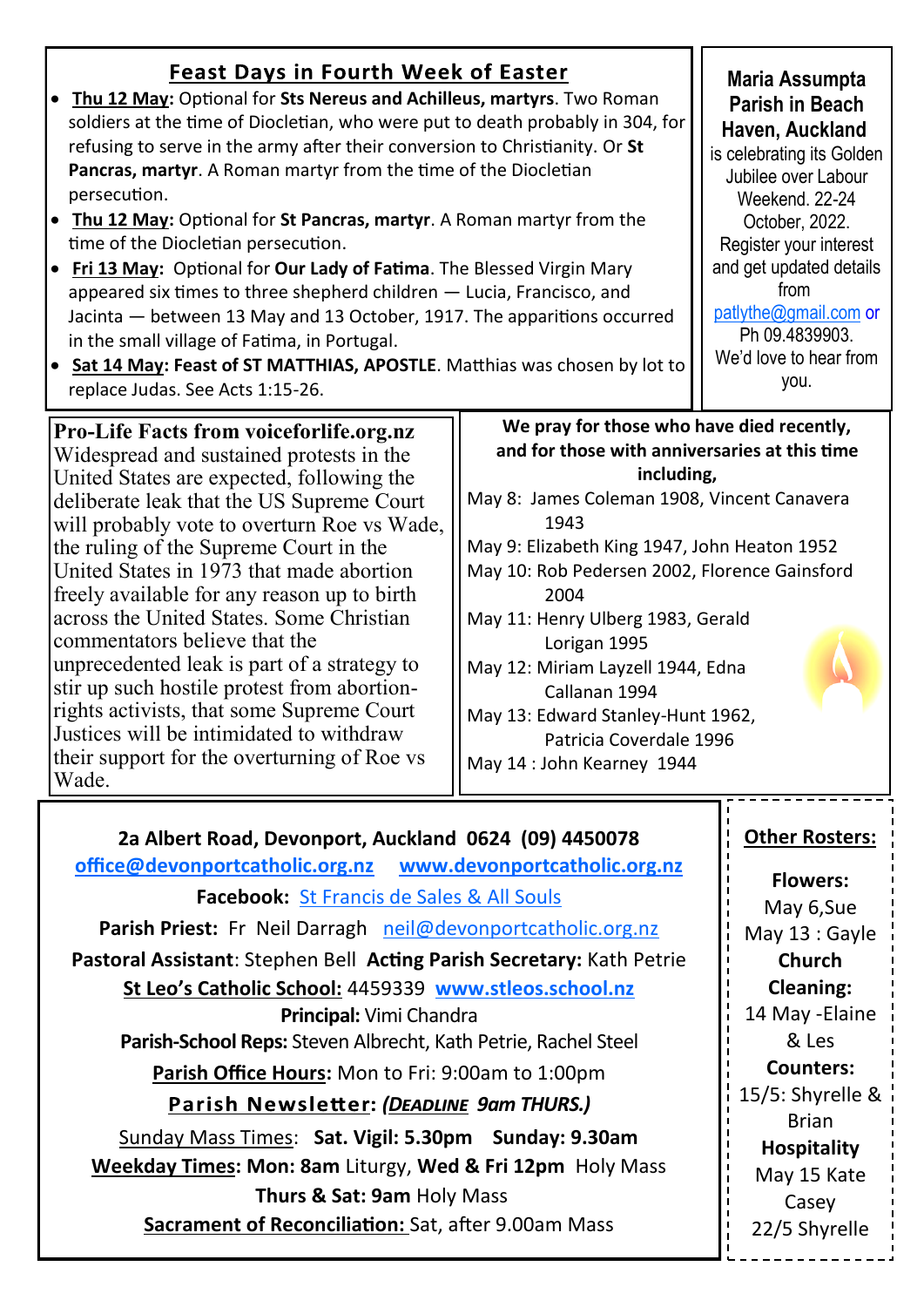## Feast Days in Fourth Week of Easter

- **Thu 12 May:** Optional for **Sts Nereus and Achilleus, martyrs**. Two Roman soldiers at the time of Diocletian, who were put to death probably in 304, for refusing to serve in the army after their conversion to Christianity. Or **St Pancras, martyr**. A Roman martyr from the time of the Diocletian persecution.
- **Thu 12 May:** Optional for **St Pancras, martyr**. A Roman martyr from the time of the Diocletian persecution.
- **Fri 13 May:** Optional for **Our Lady of Fatima**. The Blessed Virgin Mary appeared six times to three shepherd children — Lucia, Francisco, and Jacinta — between 13 May and 13 October, 1917. The apparitions occurred in the small village of Fatima, in Portugal.
- **Sat 14 May: Feast of ST MATTHIAS, APOSTLE**. Matthias was chosen by lot to replace Judas. See Acts 1:15-26.

**Maria Assumpta Parish in Beach Haven, Auckland** is celebrating its Golden Jubilee over Labour Weekend. 22-24 October, 2022. Register your interest and get updated details from patlythe@gmail.com or Ph 09.4839903. We'd love to hear from you.

**Pro-Life Facts from voiceforlife.org.nz**

Widespread and sustained protests in the United States are expected, following the deliberate leak that the US Supreme Court will probably vote to overturn Roe vs Wade, the ruling of the Supreme Court in the United States in 1973 that made abortion freely available for any reason up to birth across the United States. Some Christian commentators believe that the unprecedented leak is part of a strategy to stir up such hostile protest from abortion-rights activists, that some Supreme Court Justices will be intimidated to withdraw their support for the overturning of Roe vs Wade.

**We pray for those who have died recently, and for those with anniversaries at this time including,**

May 8: James Coleman 1908, Vincent Canavera 1943
May 9: Elizabeth King 1947, John Heaton 1952
May 10: Rob Pedersen 2002, Florence Gainsford 2004
May 11: Henry Ulberg 1983, Gerald Lorigan 1995
May 12: Miriam Layzell 1944, Edna Callanan 1994
May 13: Edward Stanley-Hunt 1962, Patricia Coverdale 1996
May 14 : John Kearney 1944

**2a Albert Road, Devonport, Auckland 0624 (09) 4450078**
office@devonportcatholic.org.nz www.devonportcatholic.org.nz
**Facebook:** St Francis de Sales & All Souls
**Parish Priest:** Fr Neil Darragh neil@devonportcatholic.org.nz
**Pastoral Assistant**: Stephen Bell **Acting Parish Secretary:** Kath Petrie
**St Leo's Catholic School:** 4459339 **www.stleos.school.nz**
**Principal:** Vimi Chandra
**Parish-School Reps:** Steven Albrecht, Kath Petrie, Rachel Steel
**Parish Office Hours**: Mon to Fri: 9:00am to 1:00pm
**Parish Newsletter: *(DEADLINE 9am THURS.)***
Sunday Mass Times: **Sat. Vigil: 5.30pm Sunday: 9.30am**
**Weekday Times: Mon: 8am** Liturgy, **Wed & Fri 12pm** Holy Mass
**Thurs & Sat: 9am** Holy Mass
**Sacrament of Reconciliation:** Sat, after 9.00am Mass

**Other Rosters:**

**Flowers:**
May 6,Sue
May 13 : Gayle

**Church Cleaning:**
14 May -Elaine & Les

**Counters:**
15/5: Shyrelle & Brian

**Hospitality**
May 15 Kate Casey
22/5 Shyrelle